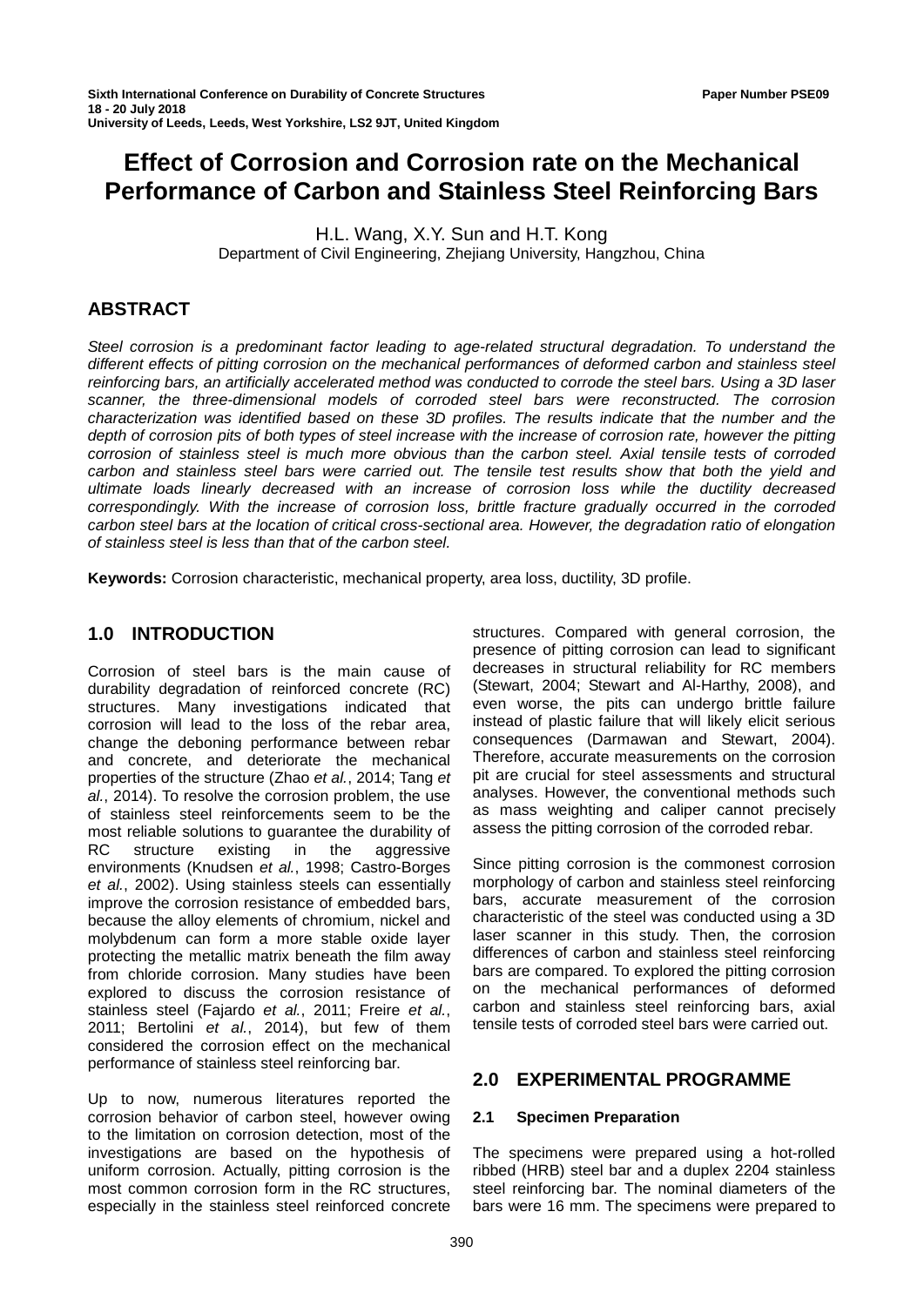# Effect of Corrosion and Corrosion rate on the Mechanical Performance of Carbon and Stainless Steel Reinforcing Bars

H.L. Wang, X.Y. Sun and H.T. Kong
Department of Civil Engineering, Zhejiang University, Hangzhou, China

## ABSTRACT

*Steel corrosion is a predominant factor leading to age-related structural degradation. To understand the different effects of pitting corrosion on the mechanical performances of deformed carbon and stainless steel reinforcing bars, an artificially accelerated method was conducted to corrode the steel bars. Using a 3D laser scanner, the three-dimensional models of corroded steel bars were reconstructed. The corrosion characterization was identified based on these 3D profiles. The results indicate that the number and the depth of corrosion pits of both types of steel increase with the increase of corrosion rate, however the pitting corrosion of stainless steel is much more obvious than the carbon steel. Axial tensile tests of corroded carbon and stainless steel bars were carried out. The tensile test results show that both the yield and ultimate loads linearly decreased with an increase of corrosion loss while the ductility decreased correspondingly. With the increase of corrosion loss, brittle fracture gradually occurred in the corroded carbon steel bars at the location of critical cross-sectional area. However, the degradation ratio of elongation of stainless steel is less than that of the carbon steel.*

**Keywords:** Corrosion characteristic, mechanical property, area loss, ductility, 3D profile.

## 1.0 INTRODUCTION

Corrosion of steel bars is the main cause of durability degradation of reinforced concrete (RC) structures. Many investigations indicated that corrosion will lead to the loss of the rebar area, change the deboning performance between rebar and concrete, and deteriorate the mechanical properties of the structure (Zhao *et al.*, 2014; Tang *et al.*, 2014). To resolve the corrosion problem, the use of stainless steel reinforcements seem to be the most reliable solutions to guarantee the durability of RC structure existing in the aggressive environments (Knudsen *et al.*, 1998; Castro-Borges *et al.*, 2002). Using stainless steels can essentially improve the corrosion resistance of embedded bars, because the alloy elements of chromium, nickel and molybdenum can form a more stable oxide layer protecting the metallic matrix beneath the film away from chloride corrosion. Many studies have been explored to discuss the corrosion resistance of stainless steel (Fajardo *et al.*, 2011; Freire *et al.*, 2011; Bertolini *et al.*, 2014), but few of them considered the corrosion effect on the mechanical performance of stainless steel reinforcing bar.

Up to now, numerous literatures reported the corrosion behavior of carbon steel, however owing to the limitation on corrosion detection, most of the investigations are based on the hypothesis of uniform corrosion. Actually, pitting corrosion is the most common corrosion form in the RC structures, especially in the stainless steel reinforced concrete structures. Compared with general corrosion, the presence of pitting corrosion can lead to significant decreases in structural reliability for RC members (Stewart, 2004; Stewart and Al-Harthy, 2008), and even worse, the pits can undergo brittle failure instead of plastic failure that will likely elicit serious consequences (Darmawan and Stewart, 2004). Therefore, accurate measurements on the corrosion pit are crucial for steel assessments and structural analyses. However, the conventional methods such as mass weighting and caliper cannot precisely assess the pitting corrosion of the corroded rebar.

Since pitting corrosion is the commonest corrosion morphology of carbon and stainless steel reinforcing bars, accurate measurement of the corrosion characteristic of the steel was conducted using a 3D laser scanner in this study. Then, the corrosion differences of carbon and stainless steel reinforcing bars are compared. To explored the pitting corrosion on the mechanical performances of deformed carbon and stainless steel reinforcing bars, axial tensile tests of corroded steel bars were carried out.

## 2.0 EXPERIMENTAL PROGRAMME

### 2.1 Specimen Preparation

The specimens were prepared using a hot-rolled ribbed (HRB) steel bar and a duplex 2204 stainless steel reinforcing bar. The nominal diameters of the bars were 16 mm. The specimens were prepared to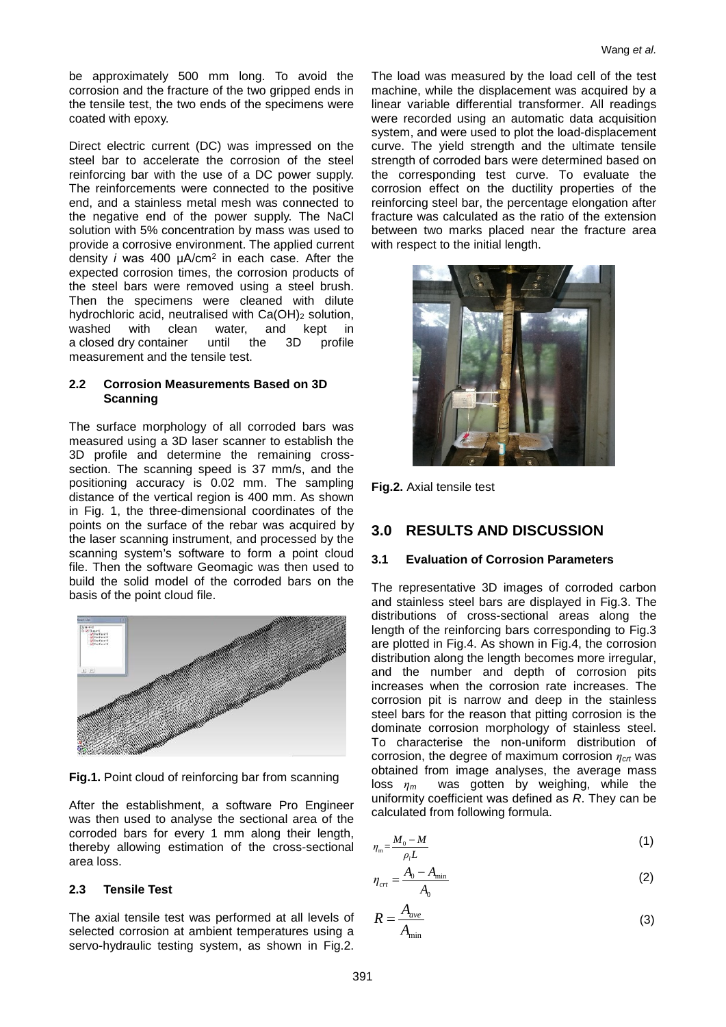be approximately 500 mm long. To avoid the corrosion and the fracture of the two gripped ends in the tensile test, the two ends of the specimens were coated with epoxy.

Direct electric current (DC) was impressed on the steel bar to accelerate the corrosion of the steel reinforcing bar with the use of a DC power supply. The reinforcements were connected to the positive end, and a stainless metal mesh was connected to the negative end of the power supply. The NaCl solution with 5% concentration by mass was used to provide a corrosive environment. The applied current density *i* was 400 μA/cm$^2$ in each case. After the expected corrosion times, the corrosion products of the steel bars were removed using a steel brush. Then the specimens were cleaned with dilute hydrochloric acid, neutralised with $Ca(OH)_2$ solution, washed with clean water, and kept in a closed dry container until the 3D profile measurement and the tensile test.

### 2.2 Corrosion Measurements Based on 3D Scanning

The surface morphology of all corroded bars was measured using a 3D laser scanner to establish the 3D profile and determine the remaining cross-section. The scanning speed is 37 mm/s, and the positioning accuracy is 0.02 mm. The sampling distance of the vertical region is 400 mm. As shown in Fig. 1, the three-dimensional coordinates of the points on the surface of the rebar was acquired by the laser scanning instrument, and processed by the scanning system's software to form a point cloud file. Then the software Geomagic was then used to build the solid model of the corroded bars on the basis of the point cloud file.

**Fig.1.** Point cloud of reinforcing bar from scanning

After the establishment, a software Pro Engineer was then used to analyse the sectional area of the corroded bars for every 1 mm along their length, thereby allowing estimation of the cross-sectional area loss.

### 2.3 Tensile Test

The axial tensile test was performed at all levels of selected corrosion at ambient temperatures using a servo-hydraulic testing system, as shown in Fig.2. The load was measured by the load cell of the test machine, while the displacement was acquired by a linear variable differential transformer. All readings were recorded using an automatic data acquisition system, and were used to plot the load-displacement curve. The yield strength and the ultimate tensile strength of corroded bars were determined based on the corresponding test curve. To evaluate the corrosion effect on the ductility properties of the reinforcing steel bar, the percentage elongation after fracture was calculated as the ratio of the extension between two marks placed near the fracture area with respect to the initial length.

**Fig.2.** Axial tensile test

## 3.0 RESULTS AND DISCUSSION

### 3.1 Evaluation of Corrosion Parameters

The representative 3D images of corroded carbon and stainless steel bars are displayed in Fig.3. The distributions of cross-sectional areas along the length of the reinforcing bars corresponding to Fig.3 are plotted in Fig.4. As shown in Fig.4, the corrosion distribution along the length becomes more irregular, and the number and depth of corrosion pits increases when the corrosion rate increases. The corrosion pit is narrow and deep in the stainless steel bars for the reason that pitting corrosion is the dominate corrosion morphology of stainless steel. To characterise the non-uniform distribution of corrosion, the degree of maximum corrosion $\eta_{crt}$ was obtained from image analyses, the average mass loss $\eta_m$ was gotten by weighing, while the uniformity coefficient was defined as $R$. They can be calculated from following formula.

$$\eta_m = \frac{M_0 - M}{\rho_l L} \tag{1}$$

$$\eta_{crt} = \frac{A_0 - A_{\min}}{A_0} \tag{2}$$

$$R = \frac{A_{ave}}{A_{\min}} \tag{3}$$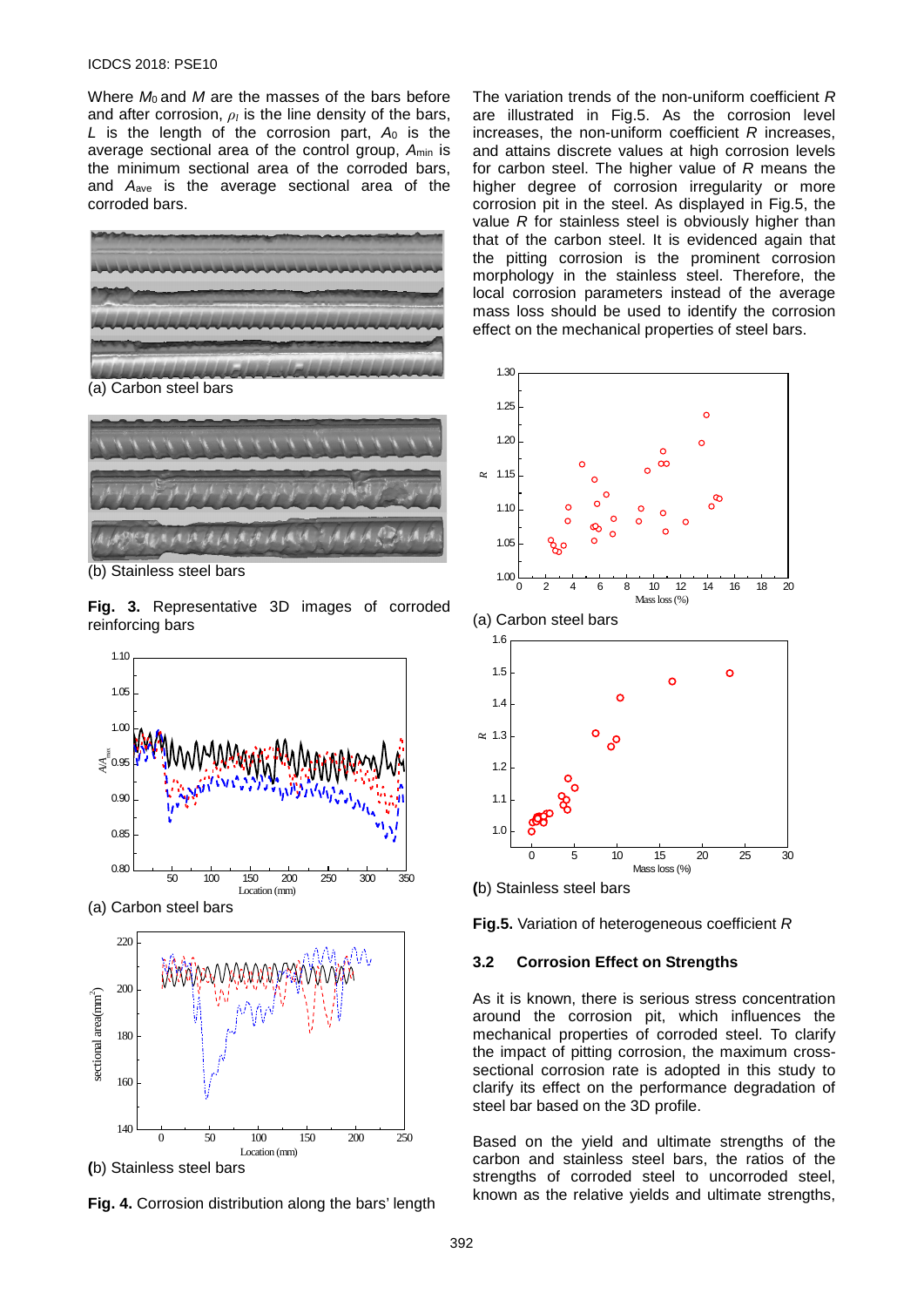Where $M_0$ and $M$ are the masses of the bars before and after corrosion, $\rho_l$ is the line density of the bars, $L$ is the length of the corrosion part, $A_0$ is the average sectional area of the control group, $A_{min}$ is the minimum sectional area of the corroded bars, and $A_{ave}$ is the average sectional area of the corroded bars.

(a) Carbon steel bars

(b) Stainless steel bars

**Fig. 3.** Representative 3D images of corroded reinforcing bars

(a) Carbon steel bars

(b) Stainless steel bars

**Fig. 4.** Corrosion distribution along the bars' length

The variation trends of the non-uniform coefficient $R$ are illustrated in Fig.5. As the corrosion level increases, the non-uniform coefficient $R$ increases, and attains discrete values at high corrosion levels for carbon steel. The higher value of $R$ means the higher degree of corrosion irregularity or more corrosion pit in the steel. As displayed in Fig.5, the value $R$ for stainless steel is obviously higher than that of the carbon steel. It is evidenced again that the pitting corrosion is the prominent corrosion morphology in the stainless steel. Therefore, the local corrosion parameters instead of the average mass loss should be used to identify the corrosion effect on the mechanical properties of steel bars.

(a) Carbon steel bars

(b) Stainless steel bars

**Fig.5.** Variation of heterogeneous coefficient $R$

### 3.2 Corrosion Effect on Strengths

As it is known, there is serious stress concentration around the corrosion pit, which influences the mechanical properties of corroded steel. To clarify the impact of pitting corrosion, the maximum cross-sectional corrosion rate is adopted in this study to clarify its effect on the performance degradation of steel bar based on the 3D profile.

Based on the yield and ultimate strengths of the carbon and stainless steel bars, the ratios of the strengths of corroded steel to uncorroded steel, known as the relative yields and ultimate strengths,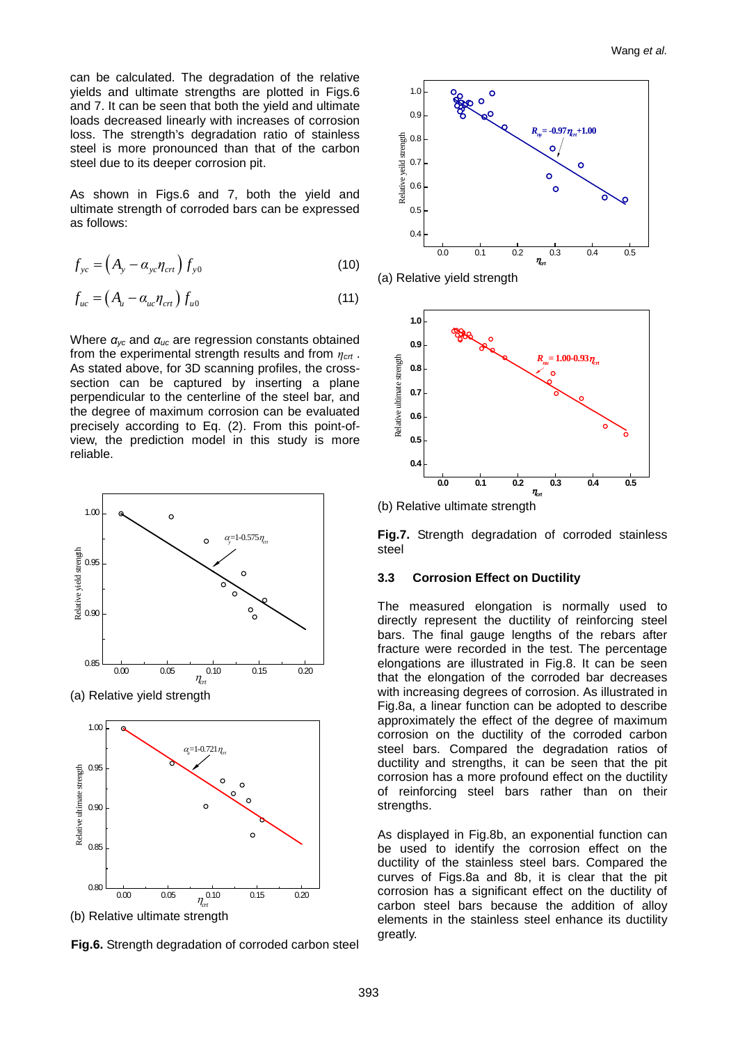can be calculated. The degradation of the relative yields and ultimate strengths are plotted in Figs.6 and 7. It can be seen that both the yield and ultimate loads decreased linearly with increases of corrosion loss. The strength's degradation ratio of stainless steel is more pronounced than that of the carbon steel due to its deeper corrosion pit.

As shown in Figs.6 and 7, both the yield and ultimate strength of corroded bars can be expressed as follows:

$$f_{yc} = \left(A_y - \alpha_{yc}\eta_{crt}\right) f_{y0} \tag{10}$$

$$f_{uc} = \left(A_u - \alpha_{uc}\eta_{crt}\right) f_{u0} \tag{11}$$

Where $\alpha_{yc}$ and $\alpha_{uc}$ are regression constants obtained from the experimental strength results and from $\eta_{crt}$. As stated above, for 3D scanning profiles, the cross-section can be captured by inserting a plane perpendicular to the centerline of the steel bar, and the degree of maximum corrosion can be evaluated precisely according to Eq. (2). From this point-of-view, the prediction model in this study is more reliable.

(a) Relative yield strength

(b) Relative ultimate strength

**Fig.6.** Strength degradation of corroded carbon steel

(a) Relative yield strength

(b) Relative ultimate strength

**Fig.7.** Strength degradation of corroded stainless steel

### 3.3 Corrosion Effect on Ductility

The measured elongation is normally used to directly represent the ductility of reinforcing steel bars. The final gauge lengths of the rebars after fracture were recorded in the test. The percentage elongations are illustrated in Fig.8. It can be seen that the elongation of the corroded bar decreases with increasing degrees of corrosion. As illustrated in Fig.8a, a linear function can be adopted to describe approximately the effect of the degree of maximum corrosion on the ductility of the corroded carbon steel bars. Compared the degradation ratios of ductility and strengths, it can be seen that the pit corrosion has a more profound effect on the ductility of reinforcing steel bars rather than on their strengths.

As displayed in Fig.8b, an exponential function can be used to identify the corrosion effect on the ductility of the stainless steel bars. Compared the curves of Figs.8a and 8b, it is clear that the pit corrosion has a significant effect on the ductility of carbon steel bars because the addition of alloy elements in the stainless steel enhance its ductility greatly.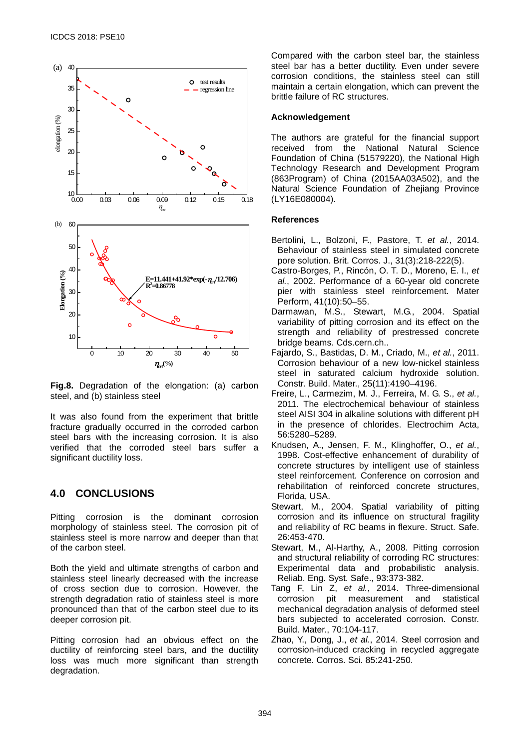(a)

test results
regression line

elongation (%)

40
35
30
25
20
15
10

0.00 0.03 0.06 0.09 0.12 0.15 0.18

$\eta_{crt}$

(b)

Elongation (%)

60
50
40
30
20
10

0 10 20 30 40 50

$\eta_{crt}$(%)

E=11.441+41.92*exp(-$\eta_{crt}$/12.706)
$R^2$=0.86778

**Fig.8.** Degradation of the elongation: (a) carbon steel, and (b) stainless steel

It was also found from the experiment that brittle fracture gradually occurred in the corroded carbon steel bars with the increasing corrosion. It is also verified that the corroded steel bars suffer a significant ductility loss.

## 4.0 CONCLUSIONS

Pitting corrosion is the dominant corrosion morphology of stainless steel. The corrosion pit of stainless steel is more narrow and deeper than that of the carbon steel.

Both the yield and ultimate strengths of carbon and stainless steel linearly decreased with the increase of cross section due to corrosion. However, the strength degradation ratio of stainless steel is more pronounced than that of the carbon steel due to its deeper corrosion pit.

Pitting corrosion had an obvious effect on the ductility of reinforcing steel bars, and the ductility loss was much more significant than strength degradation.

Compared with the carbon steel bar, the stainless steel bar has a better ductility. Even under severe corrosion conditions, the stainless steel can still maintain a certain elongation, which can prevent the brittle failure of RC structures.

### Acknowledgement

The authors are grateful for the financial support received from the National Natural Science Foundation of China (51579220), the National High Technology Research and Development Program (863Program) of China (2015AA03A502), and the Natural Science Foundation of Zhejiang Province (LY16E080004).

### References

Bertolini, L., Bolzoni, F., Pastore, T. *et al.*, 2014. Behaviour of stainless steel in simulated concrete pore solution. Brit. Corros. J., 31(3):218-222(5).

Castro-Borges, P., Rincón, O. T. D., Moreno, E. I., *et al.*, 2002. Performance of a 60-year old concrete pier with stainless steel reinforcement. Mater Perform, 41(10):50–55.

Darmawan, M.S., Stewart, M.G., 2004. Spatial variability of pitting corrosion and its effect on the strength and reliability of prestressed concrete bridge beams. Cds.cern.ch..

Fajardo, S., Bastidas, D. M., Criado, M., *et al.*, 2011. Corrosion behaviour of a new low-nickel stainless steel in saturated calcium hydroxide solution. Constr. Build. Mater., 25(11):4190–4196.

Freire, L., Carmezim, M. J., Ferreira, M. G. S., *et al.*, 2011. The electrochemical behaviour of stainless steel AISI 304 in alkaline solutions with different pH in the presence of chlorides. Electrochim Acta, 56:5280–5289.

Knudsen, A., Jensen, F. M., Klinghoffer, O., *et al.*, 1998. Cost-effective enhancement of durability of concrete structures by intelligent use of stainless steel reinforcement. Conference on corrosion and rehabilitation of reinforced concrete structures, Florida, USA.

Stewart, M., 2004. Spatial variability of pitting corrosion and its influence on structural fragility and reliability of RC beams in flexure. Struct. Safe. 26:453-470.

Stewart, M., Al-Harthy, A., 2008. Pitting corrosion and structural reliability of corroding RC structures: Experimental data and probabilistic analysis. Reliab. Eng. Syst. Safe., 93:373-382.

Tang F, Lin Z, *et al.*, 2014. Three-dimensional corrosion pit measurement and statistical mechanical degradation analysis of deformed steel bars subjected to accelerated corrosion. Constr. Build. Mater., 70:104-117.

Zhao, Y., Dong, J., *et al.*, 2014. Steel corrosion and corrosion-induced cracking in recycled aggregate concrete. Corros. Sci. 85:241-250.